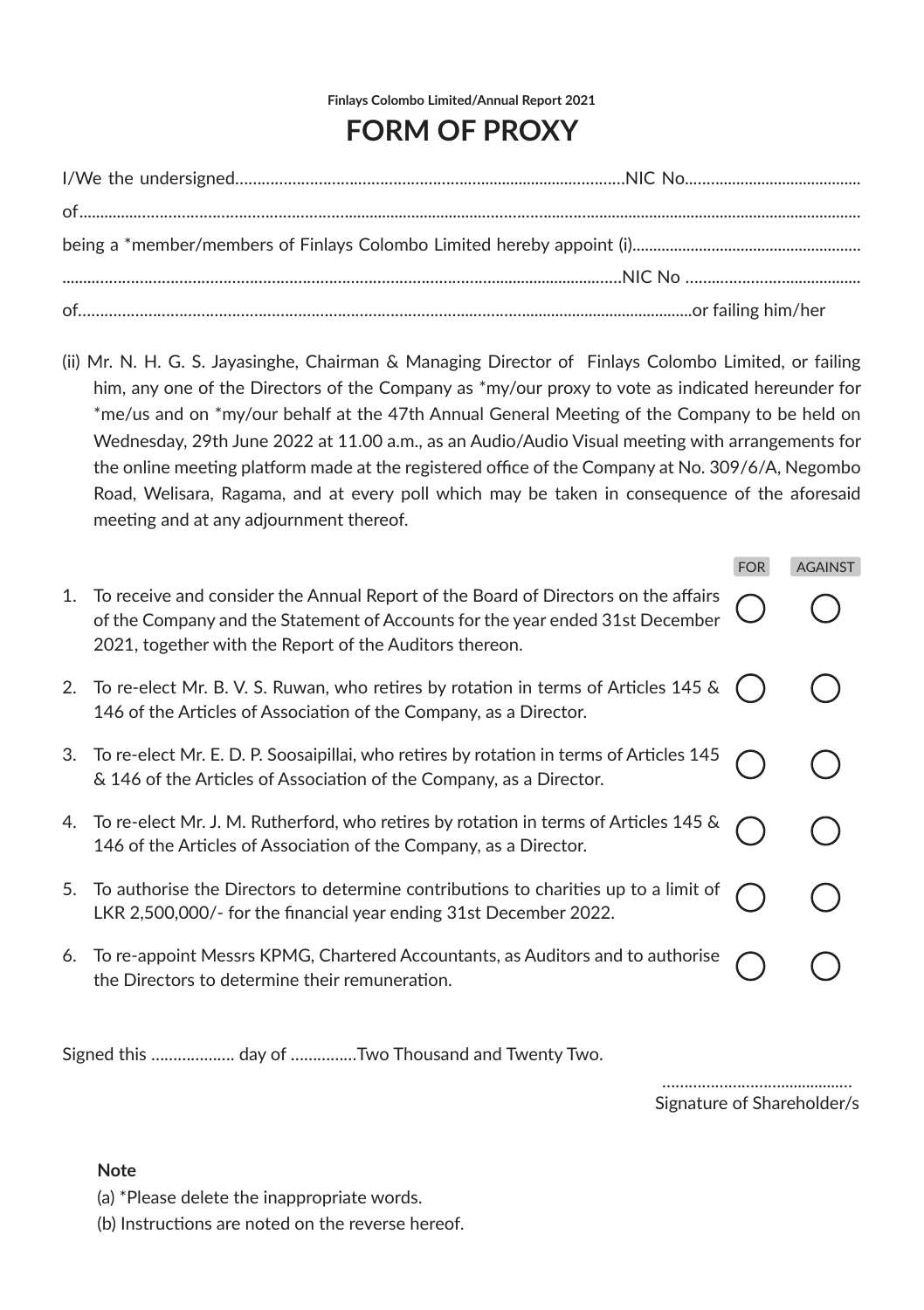Finlays Colombo Limited/Annual Report 2021

# FORM OF PROXY

I/We the undersigned..........................................................................................NIC No..........................................

of..........................................................................................................................................................................

being a *member/members of Finlays Colombo Limited hereby appoint (i).......................................................

.................................................................................................................................NIC No .........................................

of..............................................................................................................................................or failing him/her

(ii) Mr. N. H. G. S. Jayasinghe, Chairman & Managing Director of Finlays Colombo Limited, or failing him, any one of the Directors of the Company as *my/our proxy to vote as indicated hereunder for *me/us and on *my/our behalf at the 47th Annual General Meeting of the Company to be held on Wednesday, 29th June 2022 at 11.00 a.m., as an Audio/Audio Visual meeting with arrangements for the online meeting platform made at the registered office of the Company at No. 309/6/A, Negombo Road, Welisara, Ragama, and at every poll which may be taken in consequence of the aforesaid meeting and at any adjournment thereof.

| | | FOR | AGAINST |
|---|---|---|---|
| 1. | To receive and consider the Annual Report of the Board of Directors on the affairs of the Company and the Statement of Accounts for the year ended 31st December 2021, together with the Report of the Auditors thereon. | ○ | ○ |
| 2. | To re-elect Mr. B. V. S. Ruwan, who retires by rotation in terms of Articles 145 & 146 of the Articles of Association of the Company, as a Director. | ○ | ○ |
| 3. | To re-elect Mr. E. D. P. Soosaipillai, who retires by rotation in terms of Articles 145 & 146 of the Articles of Association of the Company, as a Director. | ○ | ○ |
| 4. | To re-elect Mr. J. M. Rutherford, who retires by rotation in terms of Articles 145 & 146 of the Articles of Association of the Company, as a Director. | ○ | ○ |
| 5. | To authorise the Directors to determine contributions to charities up to a limit of LKR 2,500,000/- for the financial year ending 31st December 2022. | ○ | ○ |
| 6. | To re-appoint Messrs KPMG, Chartered Accountants, as Auditors and to authorise the Directors to determine their remuneration. | ○ | ○ |

Signed this ................... day of ...............Two Thousand and Twenty Two.

............................................

Signature of Shareholder/s

**Note**

(a) *Please delete the inappropriate words.

(b) Instructions are noted on the reverse hereof.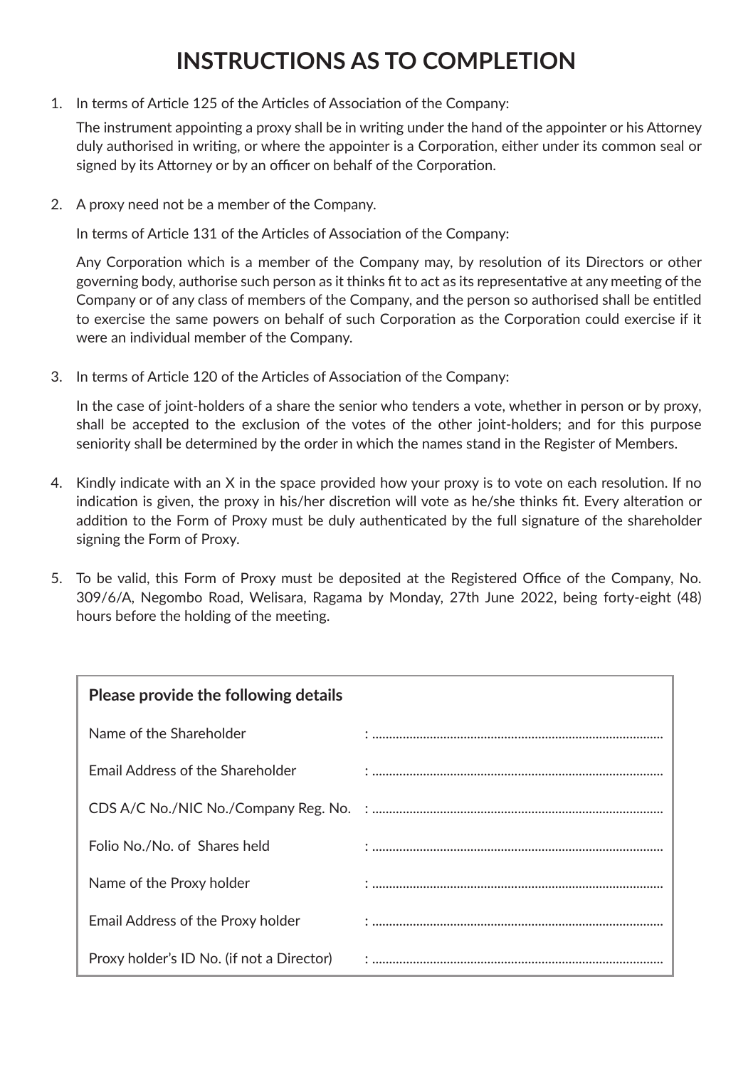# INSTRUCTIONS AS TO COMPLETION

1. In terms of Article 125 of the Articles of Association of the Company:

   The instrument appointing a proxy shall be in writing under the hand of the appointer or his Attorney duly authorised in writing, or where the appointer is a Corporation, either under its common seal or signed by its Attorney or by an officer on behalf of the Corporation.

2. A proxy need not be a member of the Company.

   In terms of Article 131 of the Articles of Association of the Company:

   Any Corporation which is a member of the Company may, by resolution of its Directors or other governing body, authorise such person as it thinks fit to act as its representative at any meeting of the Company or of any class of members of the Company, and the person so authorised shall be entitled to exercise the same powers on behalf of such Corporation as the Corporation could exercise if it were an individual member of the Company.

3. In terms of Article 120 of the Articles of Association of the Company:

   In the case of joint-holders of a share the senior who tenders a vote, whether in person or by proxy, shall be accepted to the exclusion of the votes of the other joint-holders; and for this purpose seniority shall be determined by the order in which the names stand in the Register of Members.

4. Kindly indicate with an X in the space provided how your proxy is to vote on each resolution. If no indication is given, the proxy in his/her discretion will vote as he/she thinks fit. Every alteration or addition to the Form of Proxy must be duly authenticated by the full signature of the shareholder signing the Form of Proxy.

5. To be valid, this Form of Proxy must be deposited at the Registered Office of the Company, No. 309/6/A, Negombo Road, Welisara, Ragama by Monday, 27th June 2022, being forty-eight (48) hours before the holding of the meeting.

**Please provide the following details**

| | |
|---|---|
| Name of the Shareholder | : ..................................................................................... |
| Email Address of the Shareholder | : ..................................................................................... |
| CDS A/C No./NIC No./Company Reg. No. | : ..................................................................................... |
| Folio No./No. of Shares held | : ..................................................................................... |
| Name of the Proxy holder | : ..................................................................................... |
| Email Address of the Proxy holder | : ..................................................................................... |
| Proxy holder's ID No. (if not a Director) | : ..................................................................................... |